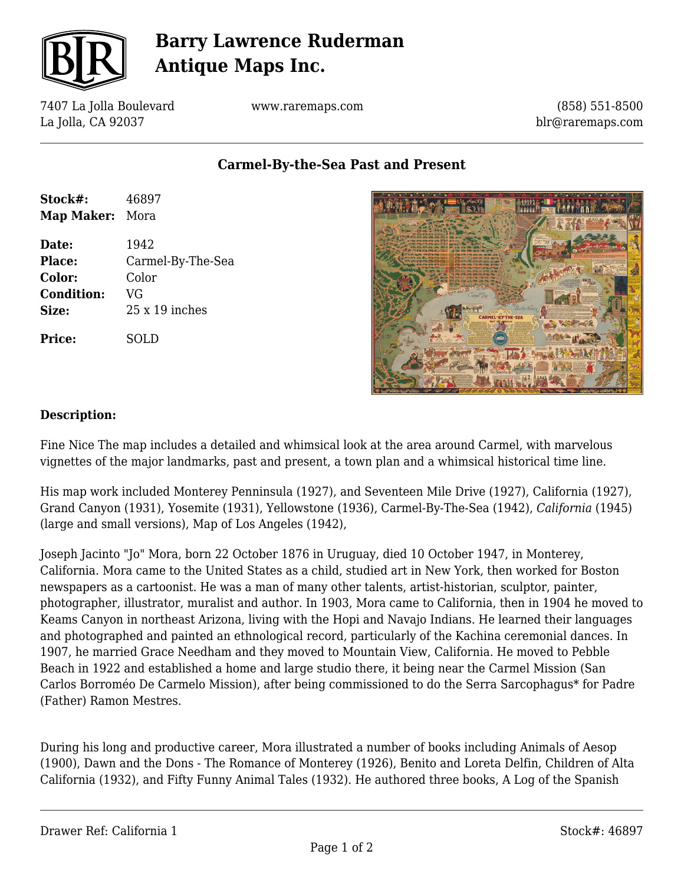# Barry Lawrence Ruderman Antique Maps Inc.

7407 La Jolla Boulevard
La Jolla, CA 92037

www.raremaps.com

(858) 551-8500
blr@raremaps.com

## Carmel-By-the-Sea Past and Present

| | |
|---|---|
| **Stock#:** | 46897 |
| **Map Maker:** | Mora |
| **Date:** | 1942 |
| **Place:** | Carmel-By-The-Sea |
| **Color:** | Color |
| **Condition:** | VG |
| **Size:** | 25 x 19 inches |
| **Price:** | SOLD |

### Description:

Fine Nice The map includes a detailed and whimsical look at the area around Carmel, with marvelous vignettes of the major landmarks, past and present, a town plan and a whimsical historical time line.

His map work included Monterey Penninsula (1927), and Seventeen Mile Drive (1927), California (1927), Grand Canyon (1931), Yosemite (1931), Yellowstone (1936), Carmel-By-The-Sea (1942), *California* (1945) (large and small versions), Map of Los Angeles (1942),

Joseph Jacinto "Jo" Mora, born 22 October 1876 in Uruguay, died 10 October 1947, in Monterey, California. Mora came to the United States as a child, studied art in New York, then worked for Boston newspapers as a cartoonist. He was a man of many other talents, artist-historian, sculptor, painter, photographer, illustrator, muralist and author. In 1903, Mora came to California, then in 1904 he moved to Keams Canyon in northeast Arizona, living with the Hopi and Navajo Indians. He learned their languages and photographed and painted an ethnological record, particularly of the Kachina ceremonial dances. In 1907, he married Grace Needham and they moved to Mountain View, California. He moved to Pebble Beach in 1922 and established a home and large studio there, it being near the Carmel Mission (San Carlos Borroméo De Carmelo Mission), after being commissioned to do the Serra Sarcophagus* for Padre (Father) Ramon Mestres.

During his long and productive career, Mora illustrated a number of books including Animals of Aesop (1900), Dawn and the Dons - The Romance of Monterey (1926), Benito and Loreta Delfin, Children of Alta California (1932), and Fifty Funny Animal Tales (1932). He authored three books, A Log of the Spanish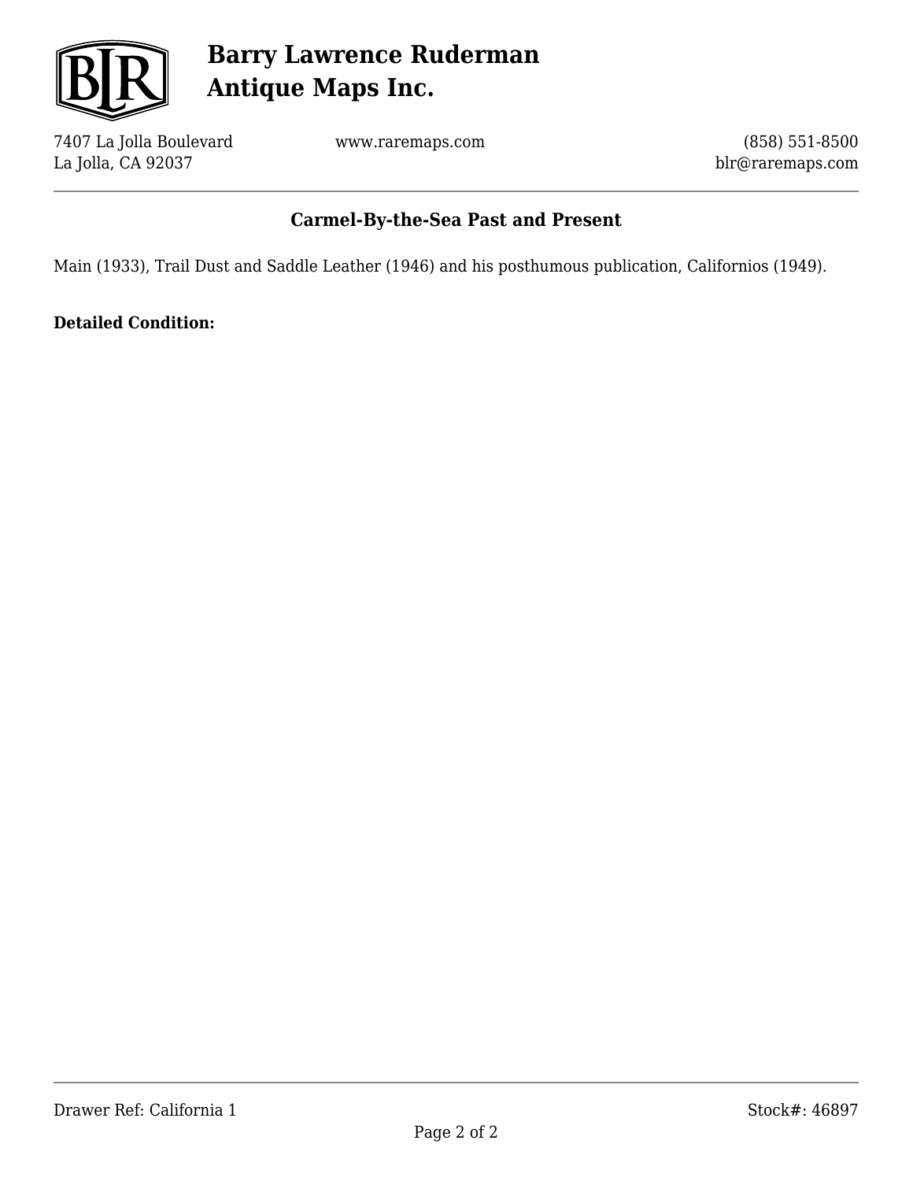Main (1933), Trail Dust and Saddle Leather (1946) and his posthumous publication, Californios (1949).

**Detailed Condition:**